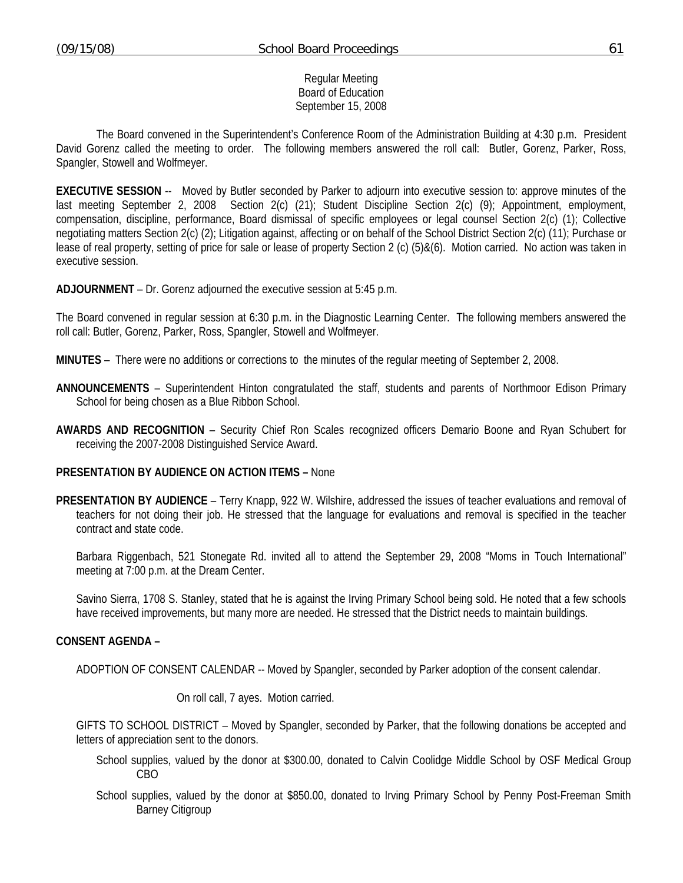Regular Meeting
Board of Education
September 15, 2008

The Board convened in the Superintendent's Conference Room of the Administration Building at 4:30 p.m. President David Gorenz called the meeting to order. The following members answered the roll call: Butler, Gorenz, Parker, Ross, Spangler, Stowell and Wolfmeyer.

**EXECUTIVE SESSION** -- Moved by Butler seconded by Parker to adjourn into executive session to: approve minutes of the last meeting September 2, 2008 Section 2(c) (21); Student Discipline Section 2(c) (9); Appointment, employment, compensation, discipline, performance, Board dismissal of specific employees or legal counsel Section 2(c) (1); Collective negotiating matters Section 2(c) (2); Litigation against, affecting or on behalf of the School District Section 2(c) (11); Purchase or lease of real property, setting of price for sale or lease of property Section 2 (c) (5)&(6). Motion carried. No action was taken in executive session.

**ADJOURNMENT** – Dr. Gorenz adjourned the executive session at 5:45 p.m.

The Board convened in regular session at 6:30 p.m. in the Diagnostic Learning Center. The following members answered the roll call: Butler, Gorenz, Parker, Ross, Spangler, Stowell and Wolfmeyer.

**MINUTES** – There were no additions or corrections to the minutes of the regular meeting of September 2, 2008.

**ANNOUNCEMENTS** – Superintendent Hinton congratulated the staff, students and parents of Northmoor Edison Primary School for being chosen as a Blue Ribbon School.

**AWARDS AND RECOGNITION** – Security Chief Ron Scales recognized officers Demario Boone and Ryan Schubert for receiving the 2007-2008 Distinguished Service Award.

**PRESENTATION BY AUDIENCE ON ACTION ITEMS –** None

**PRESENTATION BY AUDIENCE** – Terry Knapp, 922 W. Wilshire, addressed the issues of teacher evaluations and removal of teachers for not doing their job. He stressed that the language for evaluations and removal is specified in the teacher contract and state code.

Barbara Riggenbach, 521 Stonegate Rd. invited all to attend the September 29, 2008 "Moms in Touch International" meeting at 7:00 p.m. at the Dream Center.

Savino Sierra, 1708 S. Stanley, stated that he is against the Irving Primary School being sold. He noted that a few schools have received improvements, but many more are needed. He stressed that the District needs to maintain buildings.

**CONSENT AGENDA –**

ADOPTION OF CONSENT CALENDAR -- Moved by Spangler, seconded by Parker adoption of the consent calendar.

On roll call, 7 ayes. Motion carried.

GIFTS TO SCHOOL DISTRICT – Moved by Spangler, seconded by Parker, that the following donations be accepted and letters of appreciation sent to the donors.

School supplies, valued by the donor at $300.00, donated to Calvin Coolidge Middle School by OSF Medical Group CBO

School supplies, valued by the donor at $850.00, donated to Irving Primary School by Penny Post-Freeman Smith Barney Citigroup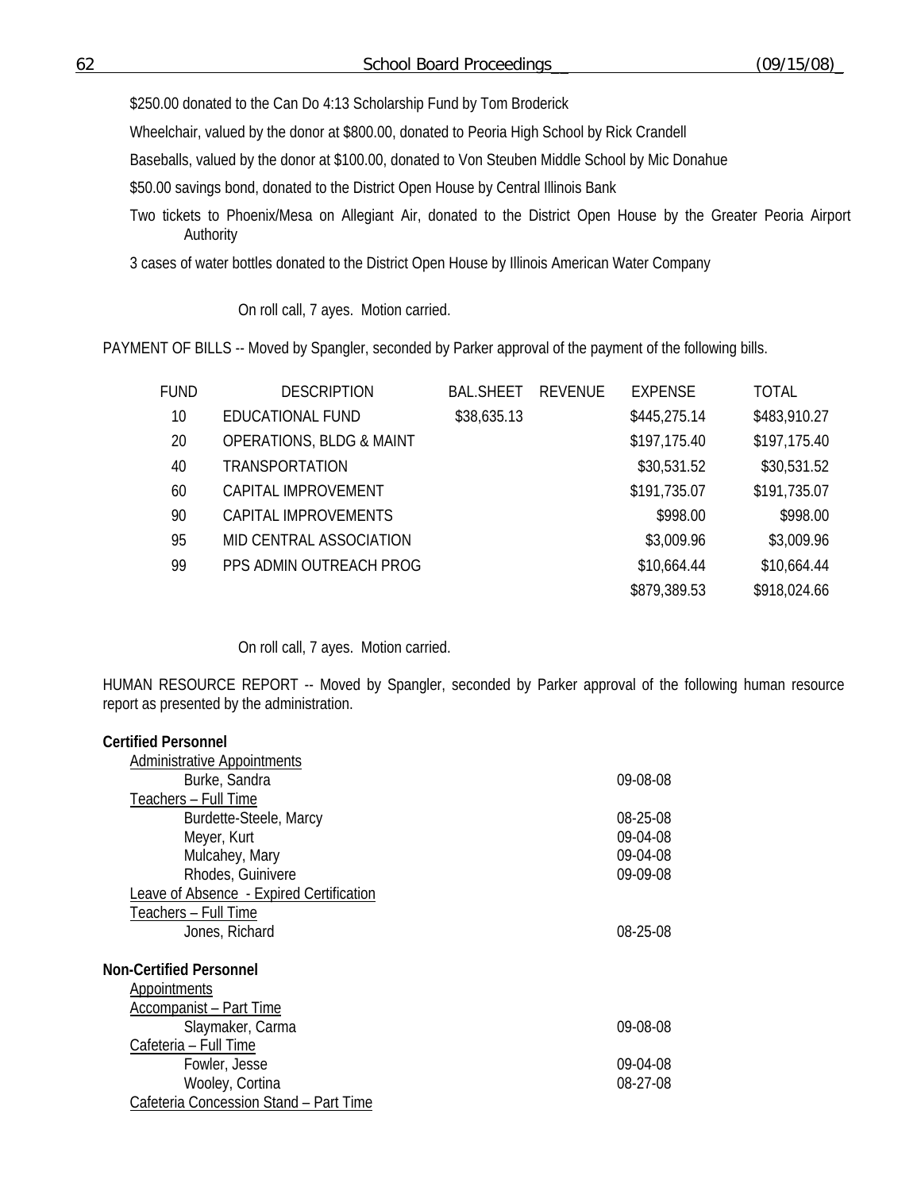$250.00 donated to the Can Do 4:13 Scholarship Fund by Tom Broderick

Wheelchair, valued by the donor at $800.00, donated to Peoria High School by Rick Crandell

Baseballs, valued by the donor at $100.00, donated to Von Steuben Middle School by Mic Donahue

$50.00 savings bond, donated to the District Open House by Central Illinois Bank

Two tickets to Phoenix/Mesa on Allegiant Air, donated to the District Open House by the Greater Peoria Airport Authority

3 cases of water bottles donated to the District Open House by Illinois American Water Company

On roll call, 7 ayes. Motion carried.

PAYMENT OF BILLS -- Moved by Spangler, seconded by Parker approval of the payment of the following bills.

| FUND | DESCRIPTION | BAL.SHEET | REVENUE | EXPENSE | TOTAL |
|---|---|---|---|---|---|
| 10 | EDUCATIONAL FUND | $38,635.13 | | $445,275.14 | $483,910.27 |
| 20 | OPERATIONS, BLDG & MAINT | | | $197,175.40 | $197,175.40 |
| 40 | TRANSPORTATION | | | $30,531.52 | $30,531.52 |
| 60 | CAPITAL IMPROVEMENT | | | $191,735.07 | $191,735.07 |
| 90 | CAPITAL IMPROVEMENTS | | | $998.00 | $998.00 |
| 95 | MID CENTRAL ASSOCIATION | | | $3,009.96 | $3,009.96 |
| 99 | PPS ADMIN OUTREACH PROG | | | $10,664.44 | $10,664.44 |
| | | | | $879,389.53 | $918,024.66 |

On roll call, 7 ayes. Motion carried.

HUMAN RESOURCE REPORT -- Moved by Spangler, seconded by Parker approval of the following human resource report as presented by the administration.

**Certified Personnel**

Administrative Appointments

| | |
|---|---|
| Burke, Sandra | 09-08-08 |

Teachers – Full Time

| | |
|---|---|
| Burdette-Steele, Marcy | 08-25-08 |
| Meyer, Kurt | 09-04-08 |
| Mulcahey, Mary | 09-04-08 |
| Rhodes, Guinivere | 09-09-08 |

Leave of Absence - Expired Certification

Teachers – Full Time

| | |
|---|---|
| Jones, Richard | 08-25-08 |

**Non-Certified Personnel**

Appointments

Accompanist – Part Time

| | |
|---|---|
| Slaymaker, Carma | 09-08-08 |

Cafeteria – Full Time

| | |
|---|---|
| Fowler, Jesse | 09-04-08 |
| Wooley, Cortina | 08-27-08 |

Cafeteria Concession Stand – Part Time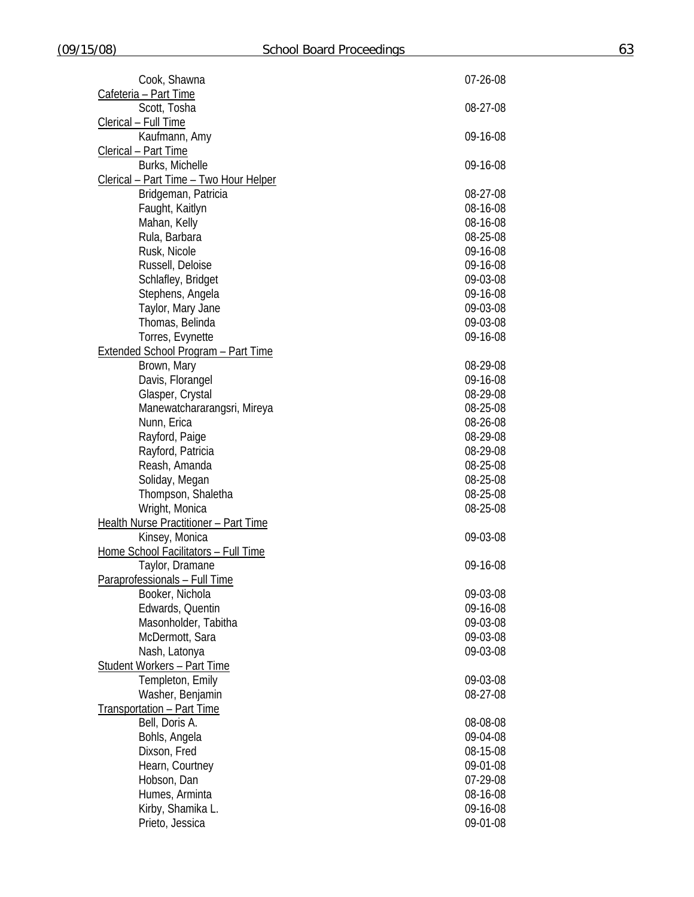| | |
|---|---|
| Cook, Shawna | 07-26-08 |
| Cafeteria – Part Time | |
| Scott, Tosha | 08-27-08 |
| Clerical – Full Time | |
| Kaufmann, Amy | 09-16-08 |
| Clerical – Part Time | |
| Burks, Michelle | 09-16-08 |
| Clerical – Part Time – Two Hour Helper | |
| Bridgeman, Patricia | 08-27-08 |
| Faught, Kaitlyn | 08-16-08 |
| Mahan, Kelly | 08-16-08 |
| Rula, Barbara | 08-25-08 |
| Rusk, Nicole | 09-16-08 |
| Russell, Deloise | 09-16-08 |
| Schlafley, Bridget | 09-03-08 |
| Stephens, Angela | 09-16-08 |
| Taylor, Mary Jane | 09-03-08 |
| Thomas, Belinda | 09-03-08 |
| Torres, Evynette | 09-16-08 |
| Extended School Program – Part Time | |
| Brown, Mary | 08-29-08 |
| Davis, Florangel | 09-16-08 |
| Glasper, Crystal | 08-29-08 |
| Manewatchararangsri, Mireya | 08-25-08 |
| Nunn, Erica | 08-26-08 |
| Rayford, Paige | 08-29-08 |
| Rayford, Patricia | 08-29-08 |
| Reash, Amanda | 08-25-08 |
| Soliday, Megan | 08-25-08 |
| Thompson, Shaletha | 08-25-08 |
| Wright, Monica | 08-25-08 |
| Health Nurse Practitioner – Part Time | |
| Kinsey, Monica | 09-03-08 |
| Home School Facilitators – Full Time | |
| Taylor, Dramane | 09-16-08 |
| Paraprofessionals – Full Time | |
| Booker, Nichola | 09-03-08 |
| Edwards, Quentin | 09-16-08 |
| Masonholder, Tabitha | 09-03-08 |
| McDermott, Sara | 09-03-08 |
| Nash, Latonya | 09-03-08 |
| Student Workers – Part Time | |
| Templeton, Emily | 09-03-08 |
| Washer, Benjamin | 08-27-08 |
| Transportation – Part Time | |
| Bell, Doris A. | 08-08-08 |
| Bohls, Angela | 09-04-08 |
| Dixson, Fred | 08-15-08 |
| Hearn, Courtney | 09-01-08 |
| Hobson, Dan | 07-29-08 |
| Humes, Arminta | 08-16-08 |
| Kirby, Shamika L. | 09-16-08 |
| Prieto, Jessica | 09-01-08 |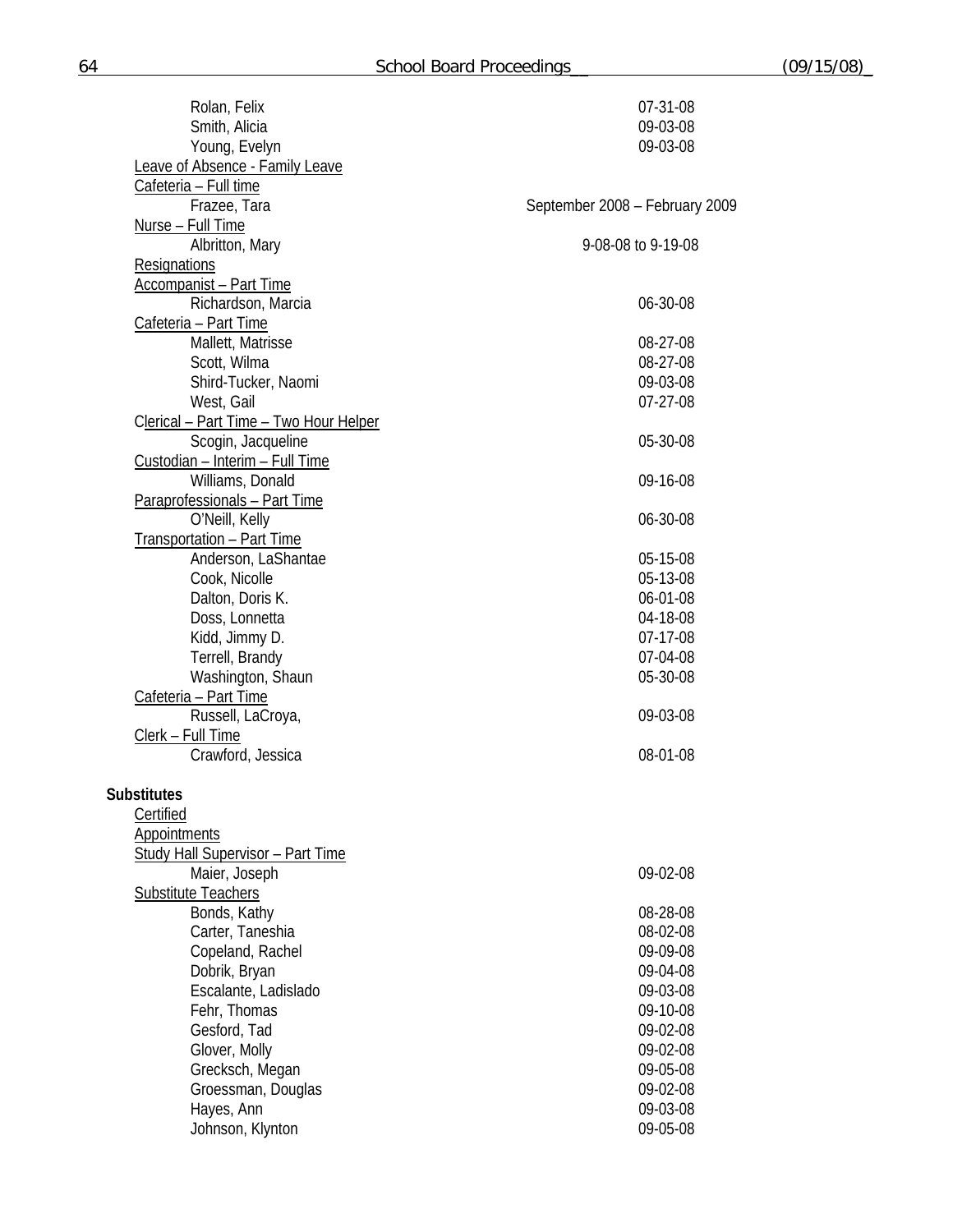Rolan, Felix 07-31-08
Smith, Alicia 09-03-08
Young, Evelyn 09-03-08

Leave of Absence - Family Leave

Cafeteria – Full time
Frazee, Tara September 2008 – February 2009

Nurse – Full Time
Albritton, Mary 9-08-08 to 9-19-08

Resignations

Accompanist – Part Time
Richardson, Marcia 06-30-08

Cafeteria – Part Time
Mallett, Matrisse 08-27-08
Scott, Wilma 08-27-08
Shird-Tucker, Naomi 09-03-08
West, Gail 07-27-08

Clerical – Part Time – Two Hour Helper
Scogin, Jacqueline 05-30-08

Custodian – Interim – Full Time
Williams, Donald 09-16-08

Paraprofessionals – Part Time
O'Neill, Kelly 06-30-08

Transportation – Part Time
Anderson, LaShantae 05-15-08
Cook, Nicolle 05-13-08
Dalton, Doris K. 06-01-08
Doss, Lonnetta 04-18-08
Kidd, Jimmy D. 07-17-08
Terrell, Brandy 07-04-08
Washington, Shaun 05-30-08

Cafeteria – Part Time
Russell, LaCroya, 09-03-08

Clerk – Full Time
Crawford, Jessica 08-01-08

**Substitutes**

Certified

Appointments

Study Hall Supervisor – Part Time
Maier, Joseph 09-02-08

Substitute Teachers
Bonds, Kathy 08-28-08
Carter, Taneshia 08-02-08
Copeland, Rachel 09-09-08
Dobrik, Bryan 09-04-08
Escalante, Ladislado 09-03-08
Fehr, Thomas 09-10-08
Gesford, Tad 09-02-08
Glover, Molly 09-02-08
Grecksch, Megan 09-05-08
Groessman, Douglas 09-02-08
Hayes, Ann 09-03-08
Johnson, Klynton 09-05-08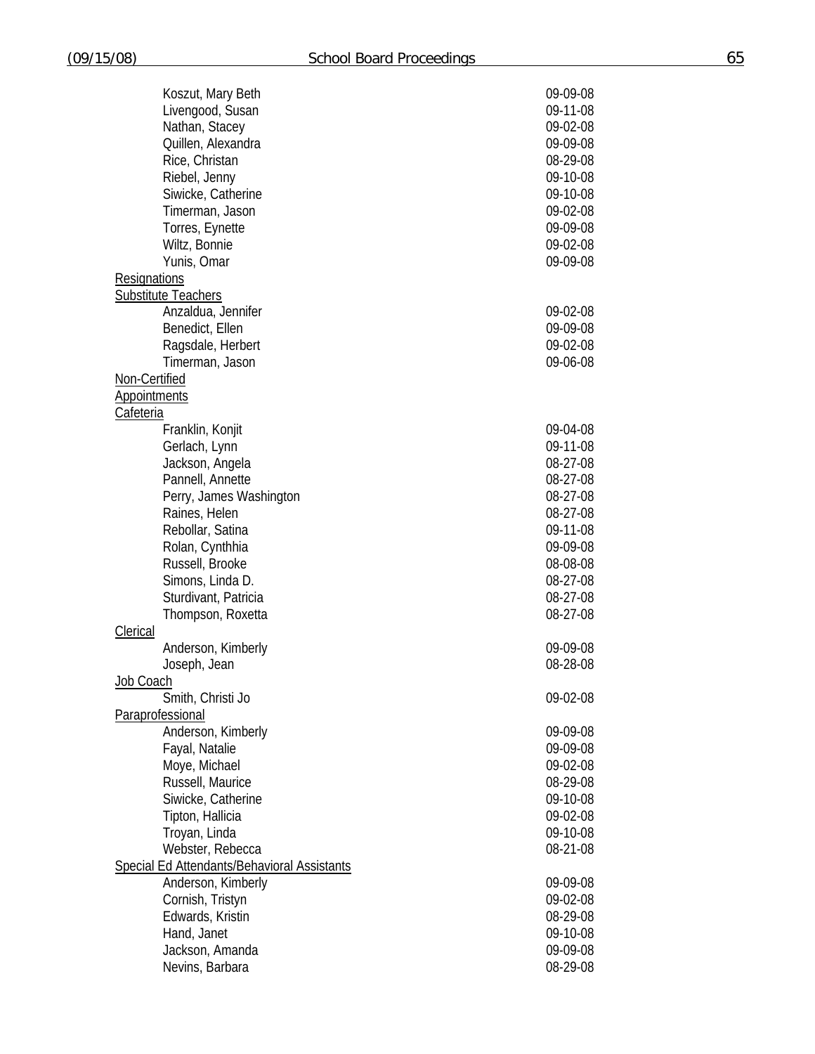| | |
|---|---|
| Koszut, Mary Beth | 09-09-08 |
| Livengood, Susan | 09-11-08 |
| Nathan, Stacey | 09-02-08 |
| Quillen, Alexandra | 09-09-08 |
| Rice, Christan | 08-29-08 |
| Riebel, Jenny | 09-10-08 |
| Siwicke, Catherine | 09-10-08 |
| Timerman, Jason | 09-02-08 |
| Torres, Eynette | 09-09-08 |
| Wiltz, Bonnie | 09-02-08 |
| Yunis, Omar | 09-09-08 |

Resignations

Substitute Teachers

| | |
|---|---|
| Anzaldua, Jennifer | 09-02-08 |
| Benedict, Ellen | 09-09-08 |
| Ragsdale, Herbert | 09-02-08 |
| Timerman, Jason | 09-06-08 |

Non-Certified

Appointments

Cafeteria

| | |
|---|---|
| Franklin, Konjit | 09-04-08 |
| Gerlach, Lynn | 09-11-08 |
| Jackson, Angela | 08-27-08 |
| Pannell, Annette | 08-27-08 |
| Perry, James Washington | 08-27-08 |
| Raines, Helen | 08-27-08 |
| Rebollar, Satina | 09-11-08 |
| Rolan, Cynthhia | 09-09-08 |
| Russell, Brooke | 08-08-08 |
| Simons, Linda D. | 08-27-08 |
| Sturdivant, Patricia | 08-27-08 |
| Thompson, Roxetta | 08-27-08 |

Clerical

| | |
|---|---|
| Anderson, Kimberly | 09-09-08 |
| Joseph, Jean | 08-28-08 |

Job Coach

| | |
|---|---|
| Smith, Christi Jo | 09-02-08 |

Paraprofessional

| | |
|---|---|
| Anderson, Kimberly | 09-09-08 |
| Fayal, Natalie | 09-09-08 |
| Moye, Michael | 09-02-08 |
| Russell, Maurice | 08-29-08 |
| Siwicke, Catherine | 09-10-08 |
| Tipton, Hallicia | 09-02-08 |
| Troyan, Linda | 09-10-08 |
| Webster, Rebecca | 08-21-08 |

Special Ed Attendants/Behavioral Assistants

| | |
|---|---|
| Anderson, Kimberly | 09-09-08 |
| Cornish, Tristyn | 09-02-08 |
| Edwards, Kristin | 08-29-08 |
| Hand, Janet | 09-10-08 |
| Jackson, Amanda | 09-09-08 |
| Nevins, Barbara | 08-29-08 |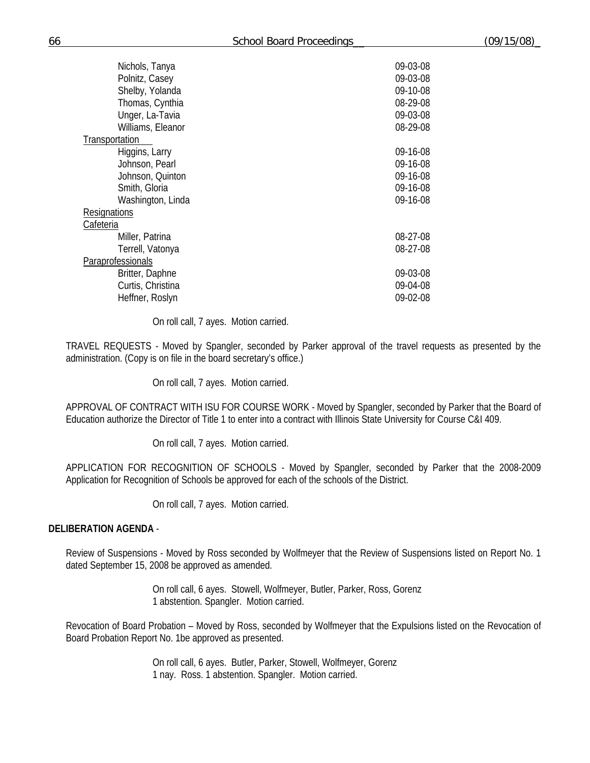| | |
|---|---|
| Nichols, Tanya | 09-03-08 |
| Polnitz, Casey | 09-03-08 |
| Shelby, Yolanda | 09-10-08 |
| Thomas, Cynthia | 08-29-08 |
| Unger, La-Tavia | 09-03-08 |
| Williams, Eleanor | 08-29-08 |
| Transportation | |
| Higgins, Larry | 09-16-08 |
| Johnson, Pearl | 09-16-08 |
| Johnson, Quinton | 09-16-08 |
| Smith, Gloria | 09-16-08 |
| Washington, Linda | 09-16-08 |
| Resignations | |
| Cafeteria | |
| Miller, Patrina | 08-27-08 |
| Terrell, Vatonya | 08-27-08 |
| Paraprofessionals | |
| Britter, Daphne | 09-03-08 |
| Curtis, Christina | 09-04-08 |
| Heffner, Roslyn | 09-02-08 |

On roll call, 7 ayes. Motion carried.

TRAVEL REQUESTS - Moved by Spangler, seconded by Parker approval of the travel requests as presented by the administration. (Copy is on file in the board secretary's office.)

On roll call, 7 ayes. Motion carried.

APPROVAL OF CONTRACT WITH ISU FOR COURSE WORK - Moved by Spangler, seconded by Parker that the Board of Education authorize the Director of Title 1 to enter into a contract with Illinois State University for Course C&I 409.

On roll call, 7 ayes. Motion carried.

APPLICATION FOR RECOGNITION OF SCHOOLS - Moved by Spangler, seconded by Parker that the 2008-2009 Application for Recognition of Schools be approved for each of the schools of the District.

On roll call, 7 ayes. Motion carried.

**DELIBERATION AGENDA** -

Review of Suspensions - Moved by Ross seconded by Wolfmeyer that the Review of Suspensions listed on Report No. 1 dated September 15, 2008 be approved as amended.

On roll call, 6 ayes. Stowell, Wolfmeyer, Butler, Parker, Ross, Gorenz
1 abstention. Spangler. Motion carried.

Revocation of Board Probation – Moved by Ross, seconded by Wolfmeyer that the Expulsions listed on the Revocation of Board Probation Report No. 1be approved as presented.

On roll call, 6 ayes. Butler, Parker, Stowell, Wolfmeyer, Gorenz
1 nay. Ross. 1 abstention. Spangler. Motion carried.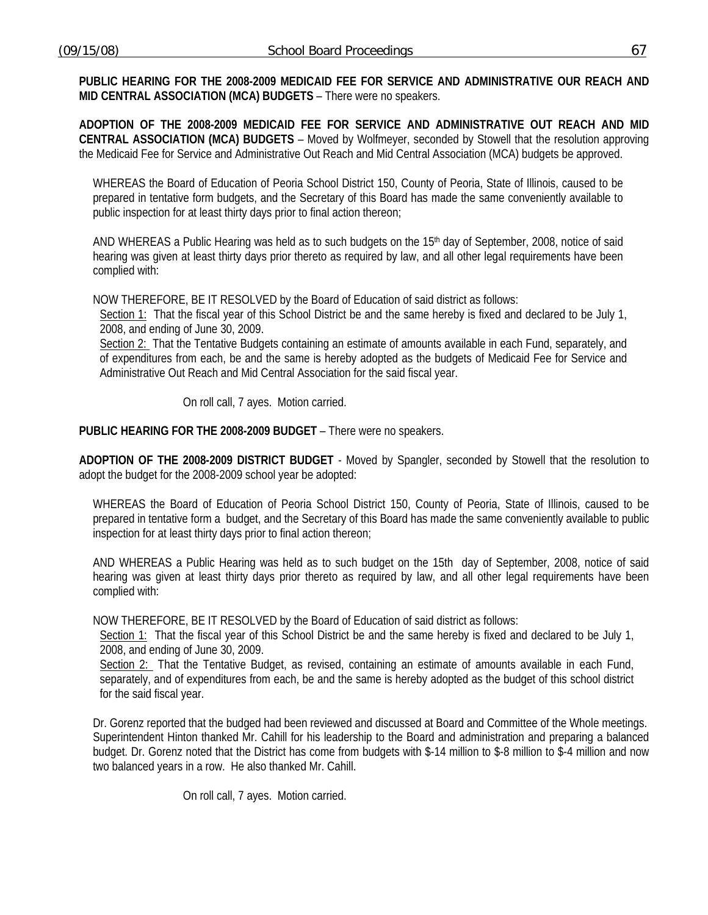**PUBLIC HEARING FOR THE 2008-2009 MEDICAID FEE FOR SERVICE AND ADMINISTRATIVE OUR REACH AND MID CENTRAL ASSOCIATION (MCA) BUDGETS** – There were no speakers.

**ADOPTION OF THE 2008-2009 MEDICAID FEE FOR SERVICE AND ADMINISTRATIVE OUT REACH AND MID CENTRAL ASSOCIATION (MCA) BUDGETS** – Moved by Wolfmeyer, seconded by Stowell that the resolution approving the Medicaid Fee for Service and Administrative Out Reach and Mid Central Association (MCA) budgets be approved.

WHEREAS the Board of Education of Peoria School District 150, County of Peoria, State of Illinois, caused to be prepared in tentative form budgets, and the Secretary of this Board has made the same conveniently available to public inspection for at least thirty days prior to final action thereon;

AND WHEREAS a Public Hearing was held as to such budgets on the 15th day of September, 2008, notice of said hearing was given at least thirty days prior thereto as required by law, and all other legal requirements have been complied with:

NOW THEREFORE, BE IT RESOLVED by the Board of Education of said district as follows:

Section 1: That the fiscal year of this School District be and the same hereby is fixed and declared to be July 1, 2008, and ending of June 30, 2009.

Section 2: That the Tentative Budgets containing an estimate of amounts available in each Fund, separately, and of expenditures from each, be and the same is hereby adopted as the budgets of Medicaid Fee for Service and Administrative Out Reach and Mid Central Association for the said fiscal year.

On roll call, 7 ayes. Motion carried.

**PUBLIC HEARING FOR THE 2008-2009 BUDGET** – There were no speakers.

**ADOPTION OF THE 2008-2009 DISTRICT BUDGET** - Moved by Spangler, seconded by Stowell that the resolution to adopt the budget for the 2008-2009 school year be adopted:

WHEREAS the Board of Education of Peoria School District 150, County of Peoria, State of Illinois, caused to be prepared in tentative form a budget, and the Secretary of this Board has made the same conveniently available to public inspection for at least thirty days prior to final action thereon;

AND WHEREAS a Public Hearing was held as to such budget on the 15th day of September, 2008, notice of said hearing was given at least thirty days prior thereto as required by law, and all other legal requirements have been complied with:

NOW THEREFORE, BE IT RESOLVED by the Board of Education of said district as follows:

Section 1: That the fiscal year of this School District be and the same hereby is fixed and declared to be July 1, 2008, and ending of June 30, 2009.

Section 2: That the Tentative Budget, as revised, containing an estimate of amounts available in each Fund, separately, and of expenditures from each, be and the same is hereby adopted as the budget of this school district for the said fiscal year.

Dr. Gorenz reported that the budged had been reviewed and discussed at Board and Committee of the Whole meetings. Superintendent Hinton thanked Mr. Cahill for his leadership to the Board and administration and preparing a balanced budget. Dr. Gorenz noted that the District has come from budgets with $-14 million to $-8 million to $-4 million and now two balanced years in a row. He also thanked Mr. Cahill.

On roll call, 7 ayes. Motion carried.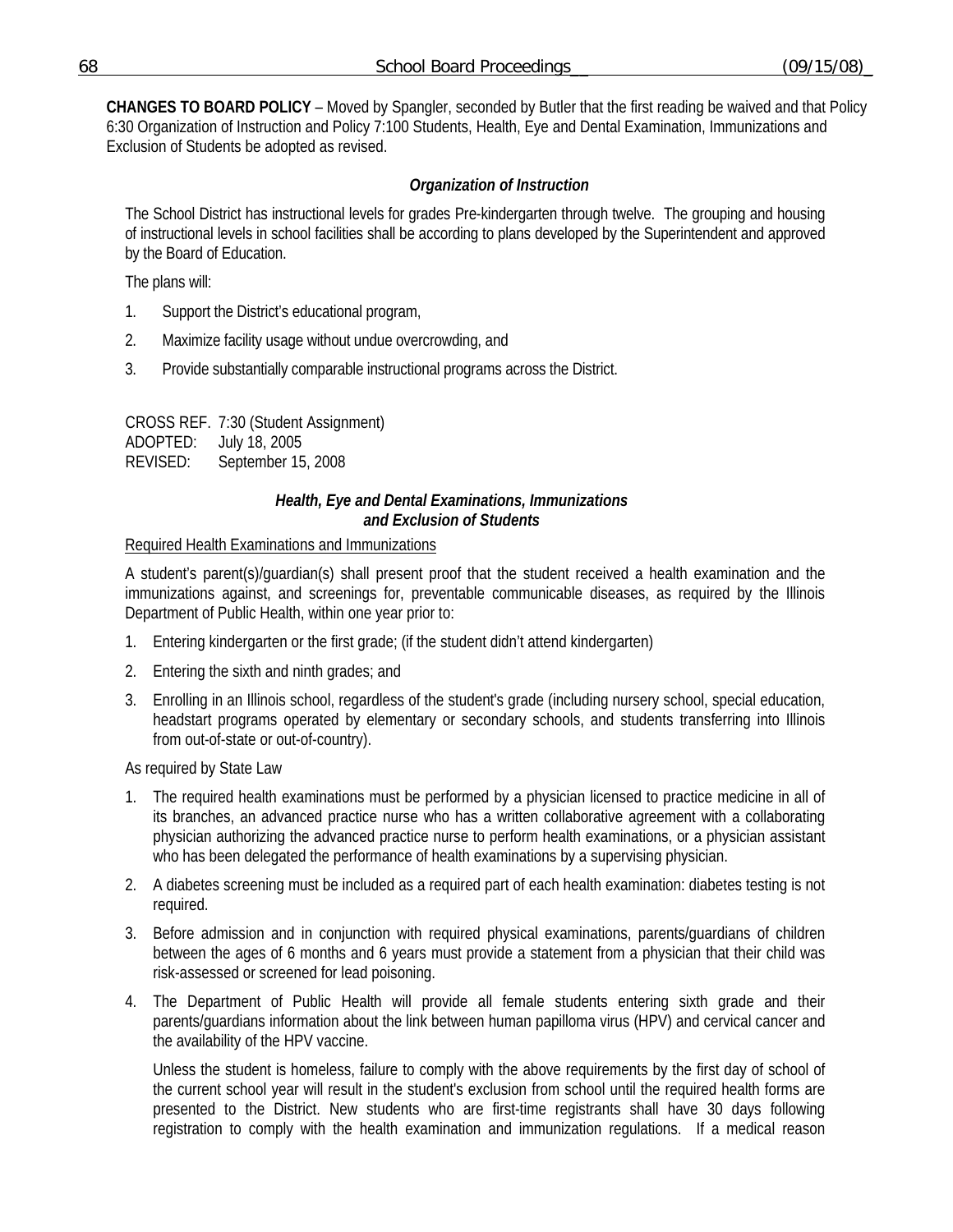**CHANGES TO BOARD POLICY** – Moved by Spangler, seconded by Butler that the first reading be waived and that Policy 6:30 Organization of Instruction and Policy 7:100 Students, Health, Eye and Dental Examination, Immunizations and Exclusion of Students be adopted as revised.

### *Organization of Instruction*

The School District has instructional levels for grades Pre-kindergarten through twelve. The grouping and housing of instructional levels in school facilities shall be according to plans developed by the Superintendent and approved by the Board of Education.

The plans will:

1. Support the District's educational program,
2. Maximize facility usage without undue overcrowding, and
3. Provide substantially comparable instructional programs across the District.

CROSS REF. 7:30 (Student Assignment)
ADOPTED: July 18, 2005
REVISED: September 15, 2008

### *Health, Eye and Dental Examinations, Immunizations and Exclusion of Students*

Required Health Examinations and Immunizations

A student's parent(s)/guardian(s) shall present proof that the student received a health examination and the immunizations against, and screenings for, preventable communicable diseases, as required by the Illinois Department of Public Health, within one year prior to:

1. Entering kindergarten or the first grade; (if the student didn't attend kindergarten)
2. Entering the sixth and ninth grades; and
3. Enrolling in an Illinois school, regardless of the student's grade (including nursery school, special education, headstart programs operated by elementary or secondary schools, and students transferring into Illinois from out-of-state or out-of-country).

As required by State Law

1. The required health examinations must be performed by a physician licensed to practice medicine in all of its branches, an advanced practice nurse who has a written collaborative agreement with a collaborating physician authorizing the advanced practice nurse to perform health examinations, or a physician assistant who has been delegated the performance of health examinations by a supervising physician.
2. A diabetes screening must be included as a required part of each health examination: diabetes testing is not required.
3. Before admission and in conjunction with required physical examinations, parents/guardians of children between the ages of 6 months and 6 years must provide a statement from a physician that their child was risk-assessed or screened for lead poisoning.
4. The Department of Public Health will provide all female students entering sixth grade and their parents/guardians information about the link between human papilloma virus (HPV) and cervical cancer and the availability of the HPV vaccine.

   Unless the student is homeless, failure to comply with the above requirements by the first day of school of the current school year will result in the student's exclusion from school until the required health forms are presented to the District. New students who are first-time registrants shall have 30 days following registration to comply with the health examination and immunization regulations. If a medical reason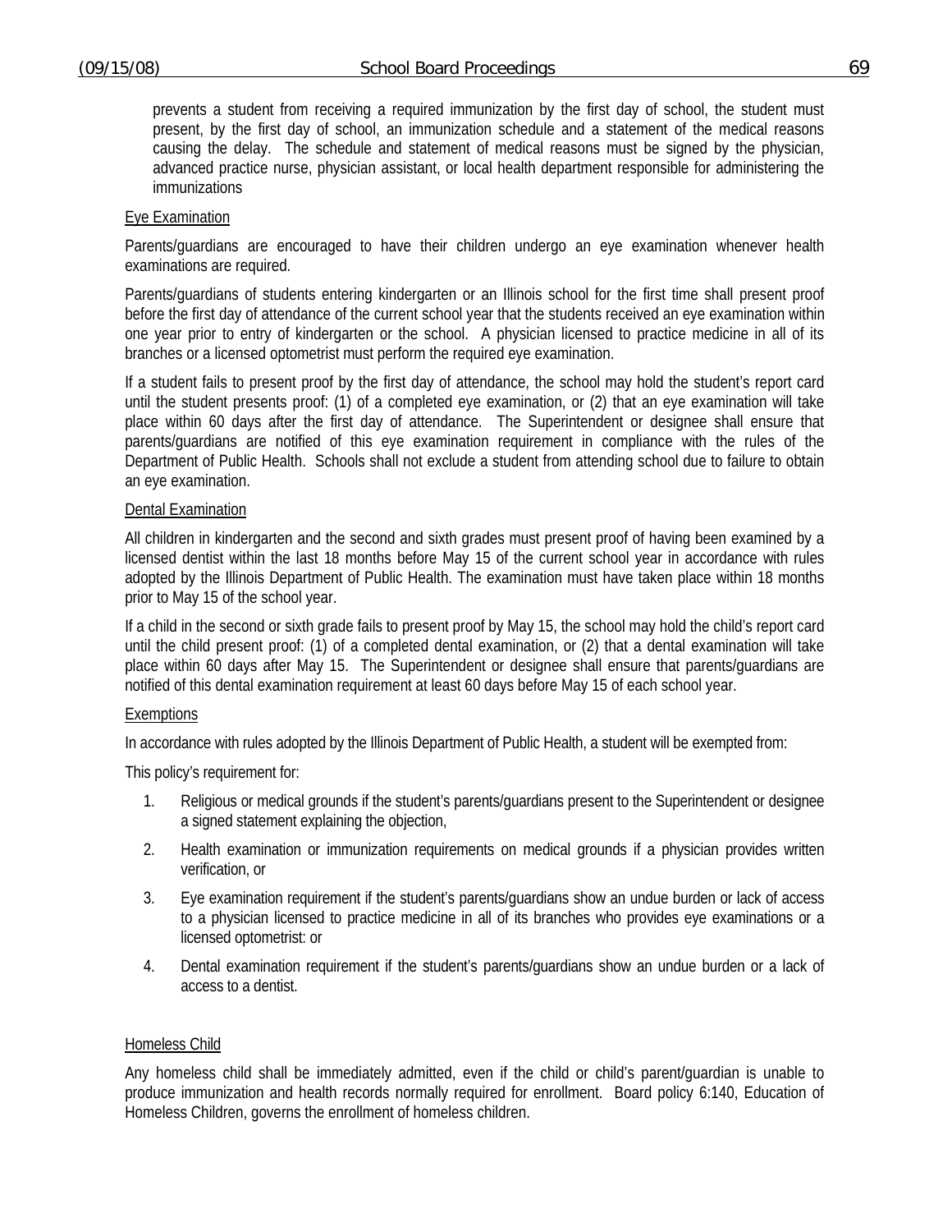prevents a student from receiving a required immunization by the first day of school, the student must present, by the first day of school, an immunization schedule and a statement of the medical reasons causing the delay. The schedule and statement of medical reasons must be signed by the physician, advanced practice nurse, physician assistant, or local health department responsible for administering the immunizations

Eye Examination

Parents/guardians are encouraged to have their children undergo an eye examination whenever health examinations are required.

Parents/guardians of students entering kindergarten or an Illinois school for the first time shall present proof before the first day of attendance of the current school year that the students received an eye examination within one year prior to entry of kindergarten or the school. A physician licensed to practice medicine in all of its branches or a licensed optometrist must perform the required eye examination.

If a student fails to present proof by the first day of attendance, the school may hold the student's report card until the student presents proof: (1) of a completed eye examination, or (2) that an eye examination will take place within 60 days after the first day of attendance. The Superintendent or designee shall ensure that parents/guardians are notified of this eye examination requirement in compliance with the rules of the Department of Public Health. Schools shall not exclude a student from attending school due to failure to obtain an eye examination.

Dental Examination

All children in kindergarten and the second and sixth grades must present proof of having been examined by a licensed dentist within the last 18 months before May 15 of the current school year in accordance with rules adopted by the Illinois Department of Public Health. The examination must have taken place within 18 months prior to May 15 of the school year.

If a child in the second or sixth grade fails to present proof by May 15, the school may hold the child's report card until the child present proof: (1) of a completed dental examination, or (2) that a dental examination will take place within 60 days after May 15. The Superintendent or designee shall ensure that parents/guardians are notified of this dental examination requirement at least 60 days before May 15 of each school year.

Exemptions

In accordance with rules adopted by the Illinois Department of Public Health, a student will be exempted from:

This policy's requirement for:

1. Religious or medical grounds if the student's parents/guardians present to the Superintendent or designee a signed statement explaining the objection,
2. Health examination or immunization requirements on medical grounds if a physician provides written verification, or
3. Eye examination requirement if the student's parents/guardians show an undue burden or lack of access to a physician licensed to practice medicine in all of its branches who provides eye examinations or a licensed optometrist: or
4. Dental examination requirement if the student's parents/guardians show an undue burden or a lack of access to a dentist.

Homeless Child

Any homeless child shall be immediately admitted, even if the child or child's parent/guardian is unable to produce immunization and health records normally required for enrollment. Board policy 6:140, Education of Homeless Children, governs the enrollment of homeless children.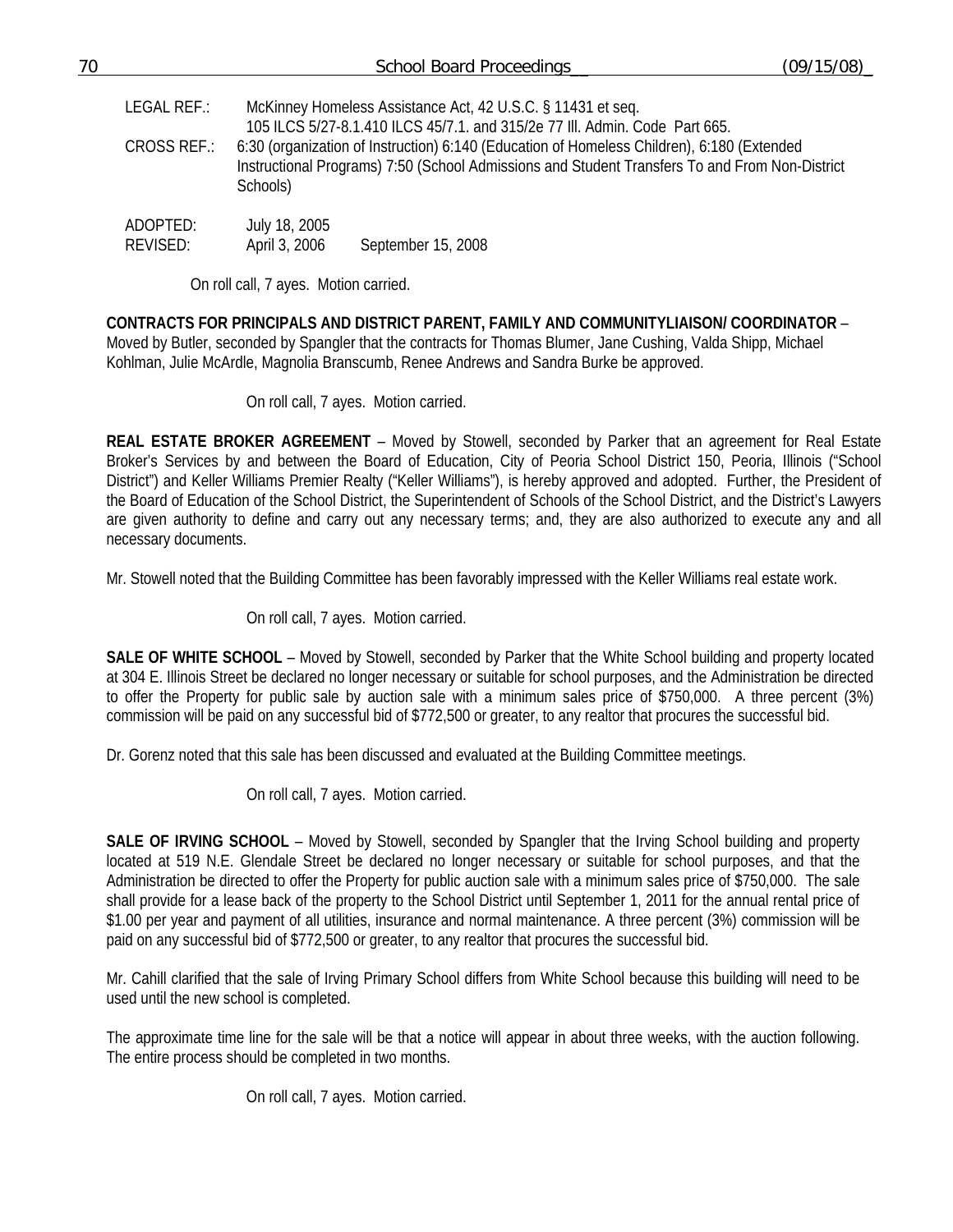LEGAL REF.: McKinney Homeless Assistance Act, 42 U.S.C. § 11431 et seq.
105 ILCS 5/27-8.1.410 ILCS 45/7.1. and 315/2e 77 Ill. Admin. Code Part 665.

CROSS REF.: 6:30 (organization of Instruction) 6:140 (Education of Homeless Children), 6:180 (Extended Instructional Programs) 7:50 (School Admissions and Student Transfers To and From Non-District Schools)

ADOPTED: July 18, 2005
REVISED: April 3, 2006 September 15, 2008

On roll call, 7 ayes. Motion carried.

**CONTRACTS FOR PRINCIPALS AND DISTRICT PARENT, FAMILY AND COMMUNITYLIAISON/ COORDINATOR** – Moved by Butler, seconded by Spangler that the contracts for Thomas Blumer, Jane Cushing, Valda Shipp, Michael Kohlman, Julie McArdle, Magnolia Branscumb, Renee Andrews and Sandra Burke be approved.

On roll call, 7 ayes. Motion carried.

**REAL ESTATE BROKER AGREEMENT** – Moved by Stowell, seconded by Parker that an agreement for Real Estate Broker's Services by and between the Board of Education, City of Peoria School District 150, Peoria, Illinois ("School District") and Keller Williams Premier Realty ("Keller Williams"), is hereby approved and adopted. Further, the President of the Board of Education of the School District, the Superintendent of Schools of the School District, and the District's Lawyers are given authority to define and carry out any necessary terms; and, they are also authorized to execute any and all necessary documents.

Mr. Stowell noted that the Building Committee has been favorably impressed with the Keller Williams real estate work.

On roll call, 7 ayes. Motion carried.

**SALE OF WHITE SCHOOL** – Moved by Stowell, seconded by Parker that the White School building and property located at 304 E. Illinois Street be declared no longer necessary or suitable for school purposes, and the Administration be directed to offer the Property for public sale by auction sale with a minimum sales price of $750,000. A three percent (3%) commission will be paid on any successful bid of $772,500 or greater, to any realtor that procures the successful bid.

Dr. Gorenz noted that this sale has been discussed and evaluated at the Building Committee meetings.

On roll call, 7 ayes. Motion carried.

**SALE OF IRVING SCHOOL** – Moved by Stowell, seconded by Spangler that the Irving School building and property located at 519 N.E. Glendale Street be declared no longer necessary or suitable for school purposes, and that the Administration be directed to offer the Property for public auction sale with a minimum sales price of $750,000. The sale shall provide for a lease back of the property to the School District until September 1, 2011 for the annual rental price of $1.00 per year and payment of all utilities, insurance and normal maintenance. A three percent (3%) commission will be paid on any successful bid of $772,500 or greater, to any realtor that procures the successful bid.

Mr. Cahill clarified that the sale of Irving Primary School differs from White School because this building will need to be used until the new school is completed.

The approximate time line for the sale will be that a notice will appear in about three weeks, with the auction following. The entire process should be completed in two months.

On roll call, 7 ayes. Motion carried.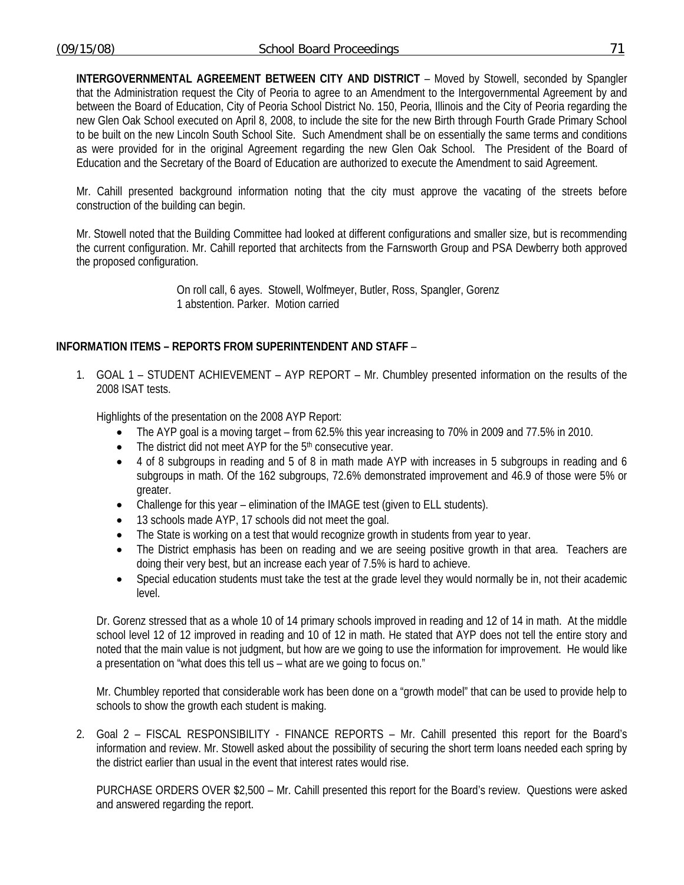**INTERGOVERNMENTAL AGREEMENT BETWEEN CITY AND DISTRICT** – Moved by Stowell, seconded by Spangler that the Administration request the City of Peoria to agree to an Amendment to the Intergovernmental Agreement by and between the Board of Education, City of Peoria School District No. 150, Peoria, Illinois and the City of Peoria regarding the new Glen Oak School executed on April 8, 2008, to include the site for the new Birth through Fourth Grade Primary School to be built on the new Lincoln South School Site. Such Amendment shall be on essentially the same terms and conditions as were provided for in the original Agreement regarding the new Glen Oak School. The President of the Board of Education and the Secretary of the Board of Education are authorized to execute the Amendment to said Agreement.

Mr. Cahill presented background information noting that the city must approve the vacating of the streets before construction of the building can begin.

Mr. Stowell noted that the Building Committee had looked at different configurations and smaller size, but is recommending the current configuration. Mr. Cahill reported that architects from the Farnsworth Group and PSA Dewberry both approved the proposed configuration.

On roll call, 6 ayes. Stowell, Wolfmeyer, Butler, Ross, Spangler, Gorenz
1 abstention. Parker. Motion carried

**INFORMATION ITEMS – REPORTS FROM SUPERINTENDENT AND STAFF** –

1. GOAL 1 – STUDENT ACHIEVEMENT – AYP REPORT – Mr. Chumbley presented information on the results of the 2008 ISAT tests.

   Highlights of the presentation on the 2008 AYP Report:

   - The AYP goal is a moving target – from 62.5% this year increasing to 70% in 2009 and 77.5% in 2010.
   - The district did not meet AYP for the 5th consecutive year.
   - 4 of 8 subgroups in reading and 5 of 8 in math made AYP with increases in 5 subgroups in reading and 6 subgroups in math. Of the 162 subgroups, 72.6% demonstrated improvement and 46.9 of those were 5% or greater.
   - Challenge for this year – elimination of the IMAGE test (given to ELL students).
   - 13 schools made AYP, 17 schools did not meet the goal.
   - The State is working on a test that would recognize growth in students from year to year.
   - The District emphasis has been on reading and we are seeing positive growth in that area. Teachers are doing their very best, but an increase each year of 7.5% is hard to achieve.
   - Special education students must take the test at the grade level they would normally be in, not their academic level.

   Dr. Gorenz stressed that as a whole 10 of 14 primary schools improved in reading and 12 of 14 in math. At the middle school level 12 of 12 improved in reading and 10 of 12 in math. He stated that AYP does not tell the entire story and noted that the main value is not judgment, but how are we going to use the information for improvement. He would like a presentation on "what does this tell us – what are we going to focus on."

   Mr. Chumbley reported that considerable work has been done on a "growth model" that can be used to provide help to schools to show the growth each student is making.

2. Goal 2 – FISCAL RESPONSIBILITY - FINANCE REPORTS – Mr. Cahill presented this report for the Board's information and review. Mr. Stowell asked about the possibility of securing the short term loans needed each spring by the district earlier than usual in the event that interest rates would rise.

   PURCHASE ORDERS OVER $2,500 – Mr. Cahill presented this report for the Board's review. Questions were asked and answered regarding the report.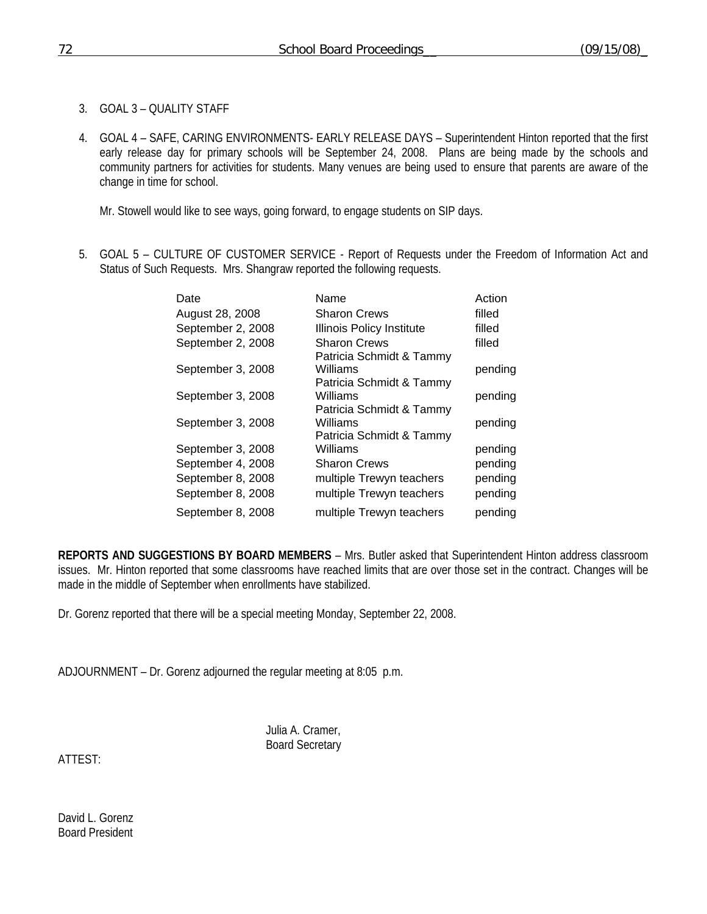3. GOAL 3 – QUALITY STAFF

4. GOAL 4 – SAFE, CARING ENVIRONMENTS- EARLY RELEASE DAYS – Superintendent Hinton reported that the first early release day for primary schools will be September 24, 2008. Plans are being made by the schools and community partners for activities for students. Many venues are being used to ensure that parents are aware of the change in time for school.

   Mr. Stowell would like to see ways, going forward, to engage students on SIP days.

5. GOAL 5 – CULTURE OF CUSTOMER SERVICE - Report of Requests under the Freedom of Information Act and Status of Such Requests. Mrs. Shangraw reported the following requests.

| Date | Name | Action |
|---|---|---|
| August 28, 2008 | Sharon Crews | filled |
| September 2, 2008 | Illinois Policy Institute | filled |
| September 2, 2008 | Sharon Crews | filled |
| September 3, 2008 | Patricia Schmidt & Tammy Williams | pending |
| September 3, 2008 | Patricia Schmidt & Tammy Williams | pending |
| September 3, 2008 | Patricia Schmidt & Tammy Williams | pending |
| September 3, 2008 | Patricia Schmidt & Tammy Williams | pending |
| September 4, 2008 | Sharon Crews | pending |
| September 8, 2008 | multiple Trewyn teachers | pending |
| September 8, 2008 | multiple Trewyn teachers | pending |
| September 8, 2008 | multiple Trewyn teachers | pending |

**REPORTS AND SUGGESTIONS BY BOARD MEMBERS** – Mrs. Butler asked that Superintendent Hinton address classroom issues. Mr. Hinton reported that some classrooms have reached limits that are over those set in the contract. Changes will be made in the middle of September when enrollments have stabilized.

Dr. Gorenz reported that there will be a special meeting Monday, September 22, 2008.

ADJOURNMENT – Dr. Gorenz adjourned the regular meeting at 8:05 p.m.

Julia A. Cramer,
Board Secretary

ATTEST:

David L. Gorenz
Board President